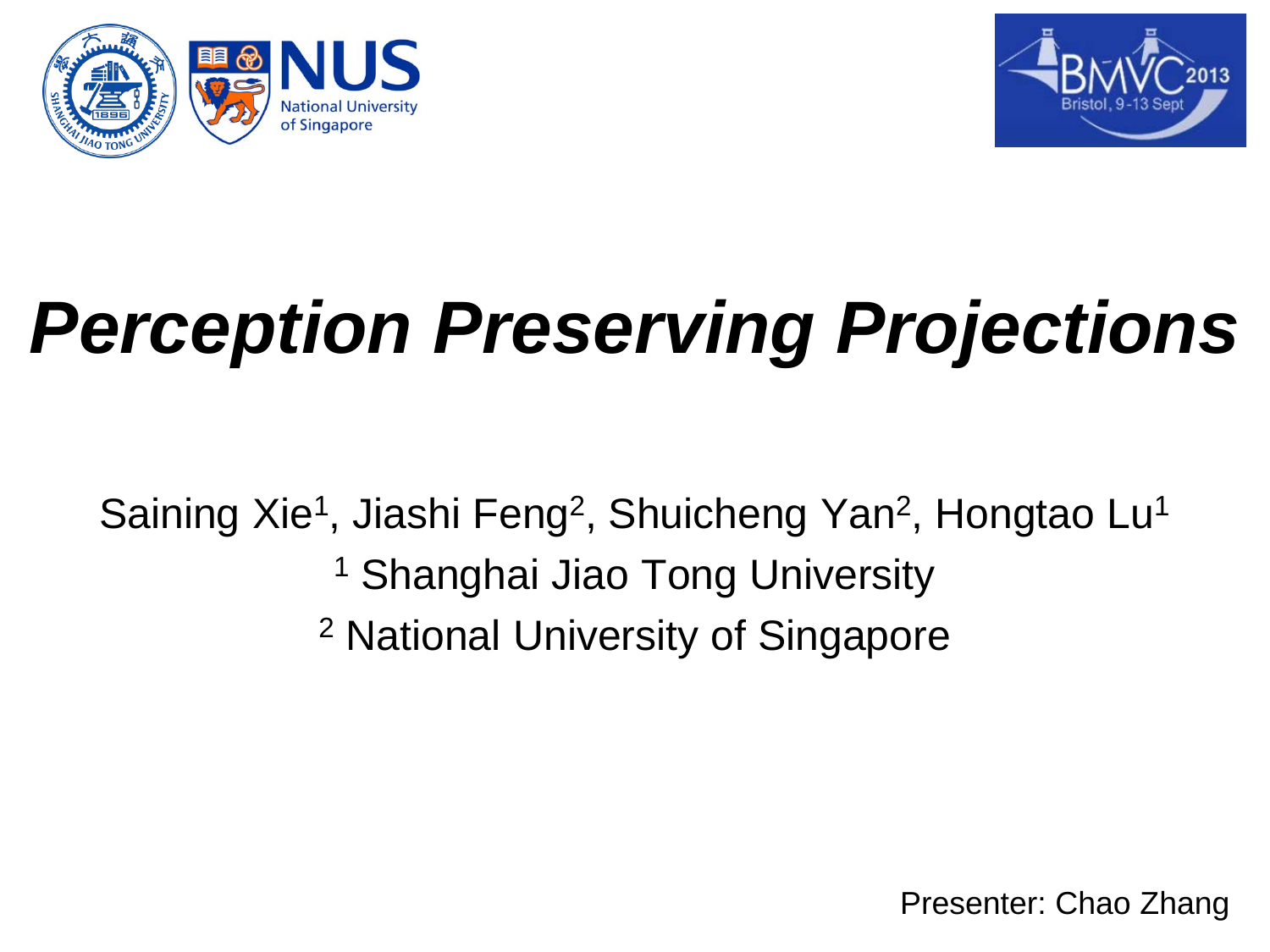# *Perception Preserving Projections*

Saining Xie[1], Jiashi Feng[2], Shuicheng Yan[2], Hongtao Lu[1]

[1] Shanghai Jiao Tong University

[2] National University of Singapore

Presenter: Chao Zhang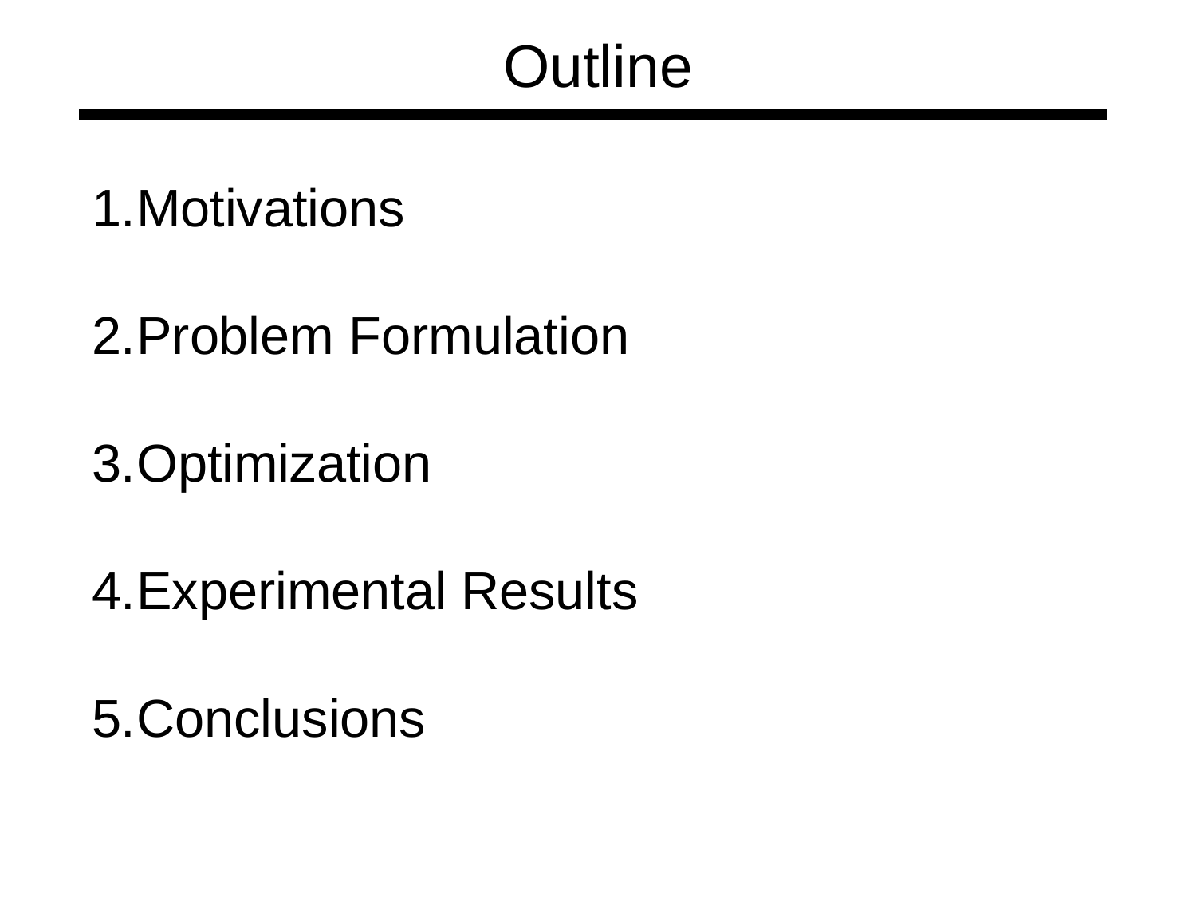# Outline

1. Motivations

2. Problem Formulation

3. Optimization

4. Experimental Results

5. Conclusions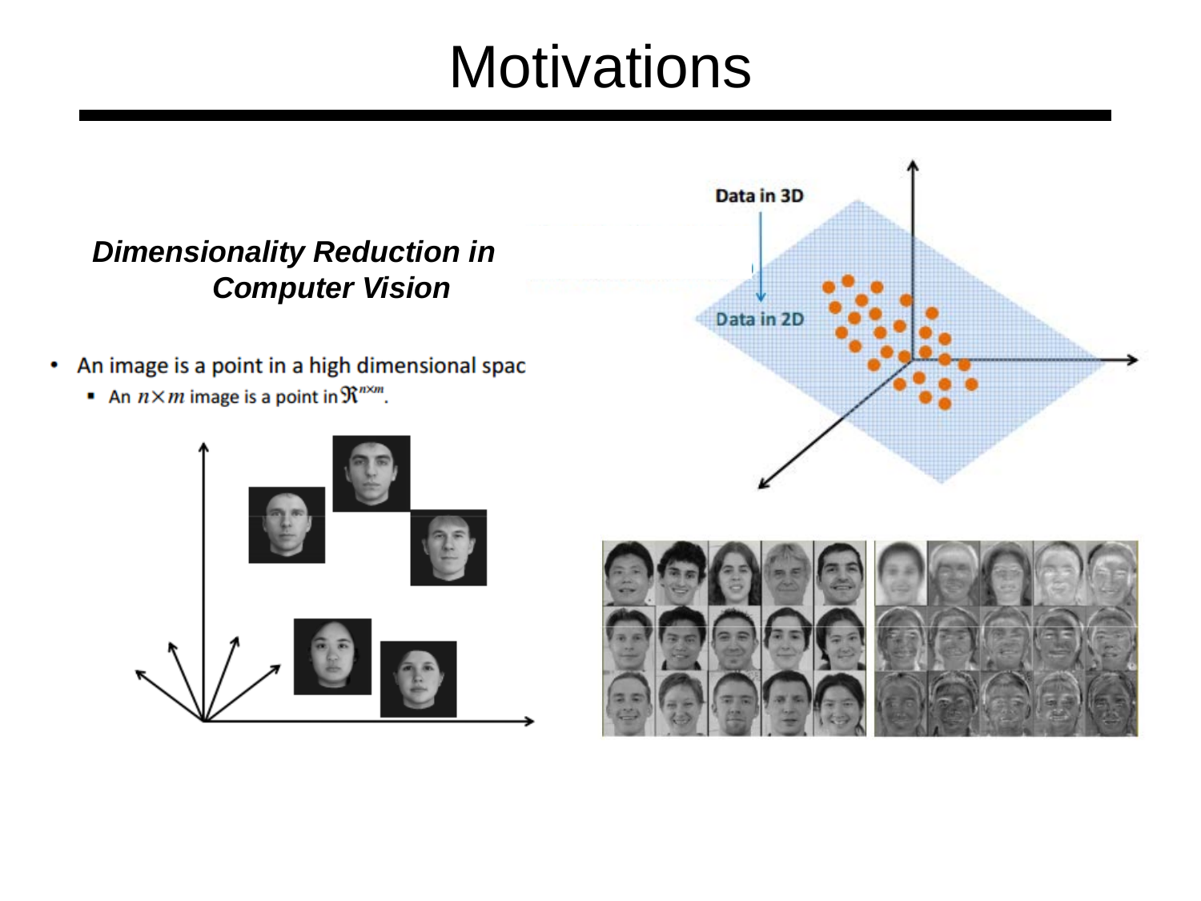# Motivations

***Dimensionality Reduction in Computer Vision***

- An image is a point in a high dimensional spac
  - An $n \times m$ image is a point in $\Re^{n \times m}$.

Data in 3D

Data in 2D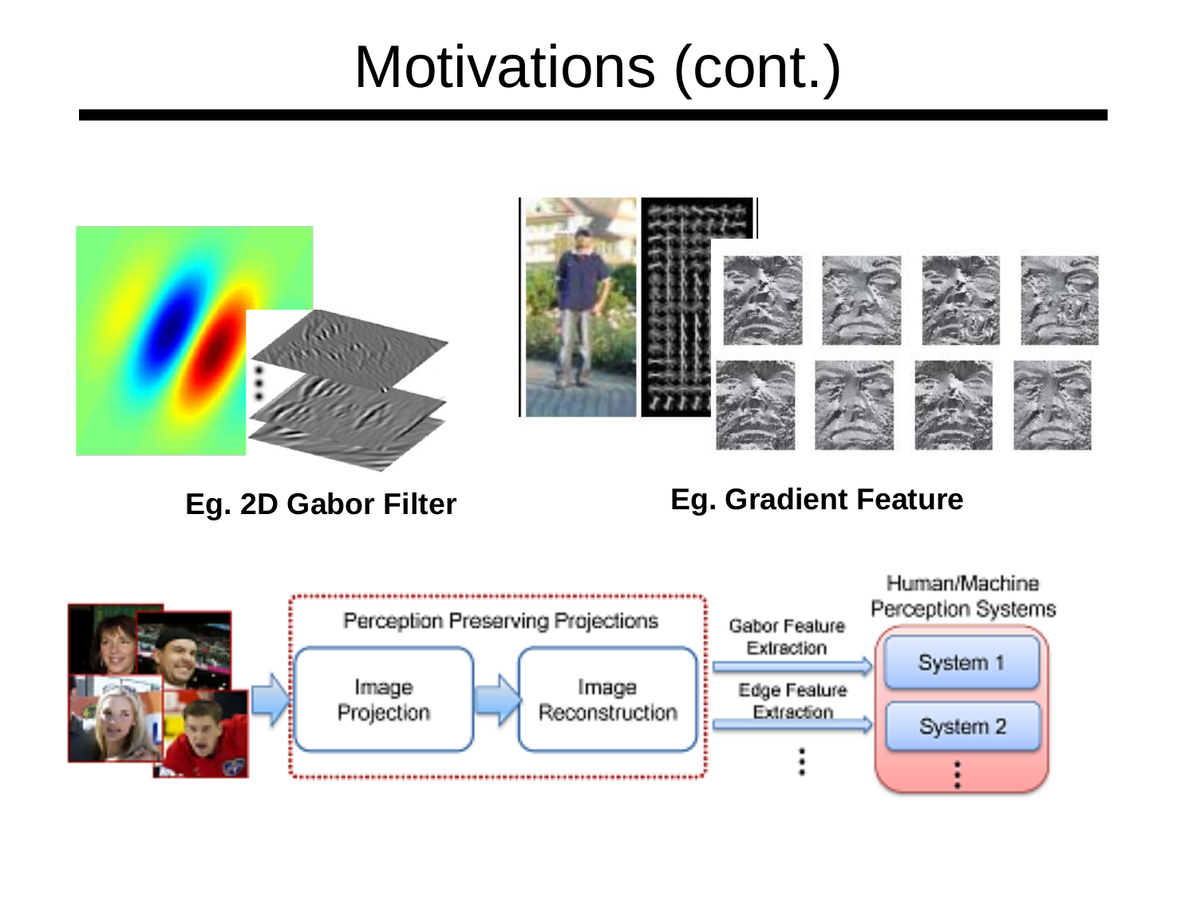# Motivations (cont.)

**Eg. 2D Gabor Filter**

**Eg. Gradient Feature**

Perception Preserving Projections

Image Projection → Image Reconstruction

Gabor Feature Extraction

Edge Feature Extraction

Human/Machine Perception Systems

System 1

System 2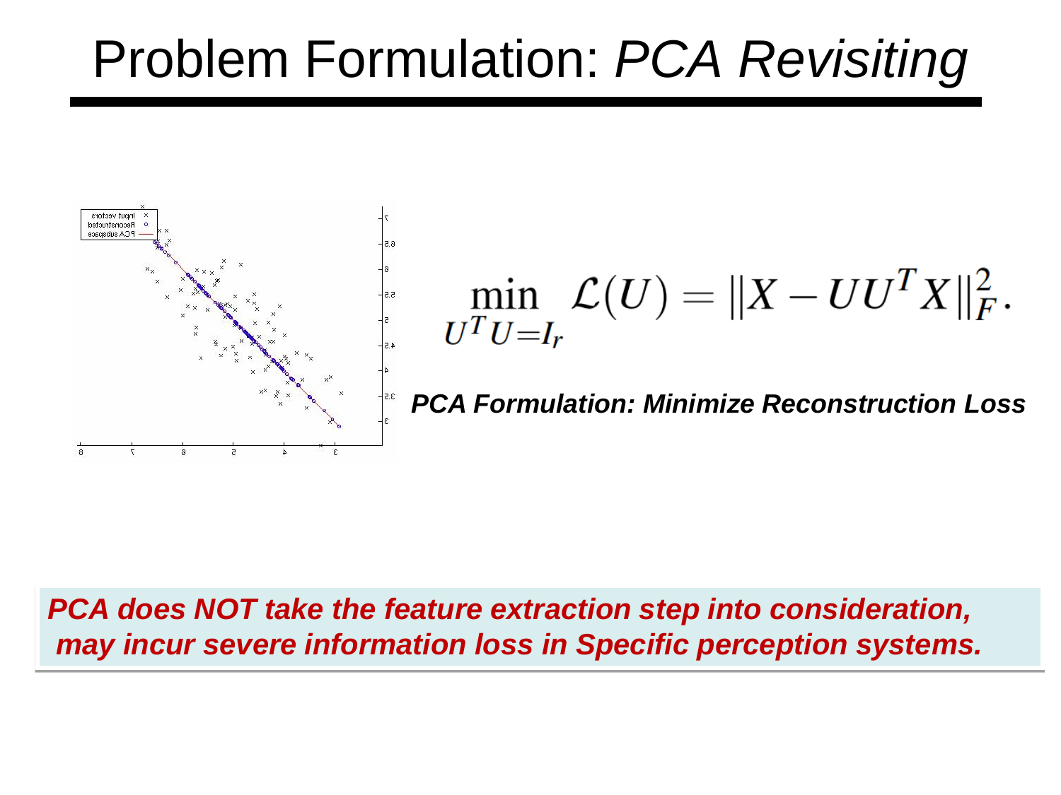# Problem Formulation: *PCA Revisiting*

$$\min_{U^T U = I_r} \mathcal{L}(U) = \|X - UU^T X\|_F^2.$$

***PCA Formulation: Minimize Reconstruction Loss***

***PCA does NOT take the feature extraction step into consideration, may incur severe information loss in Specific perception systems.***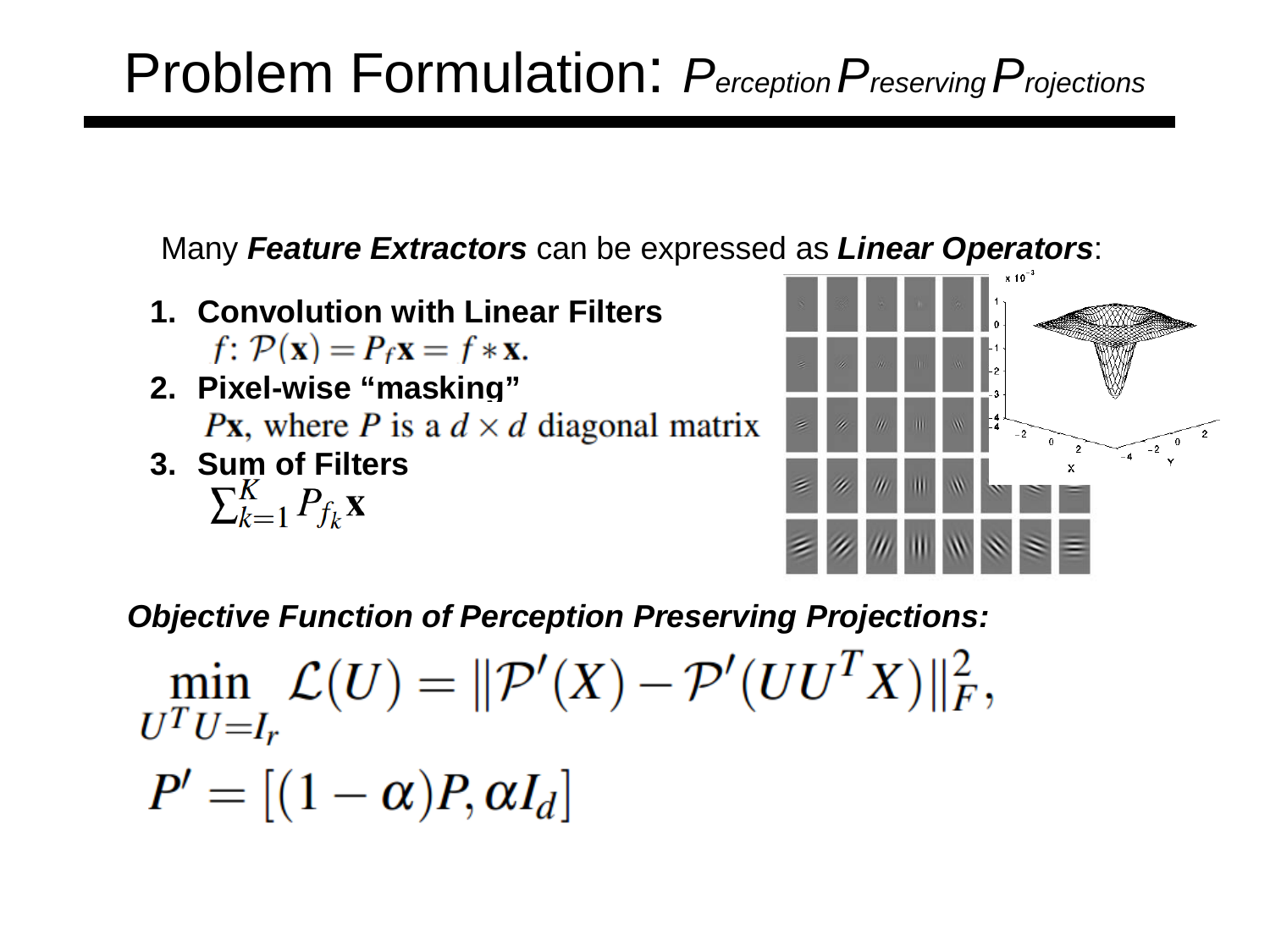# Problem Formulation: *Perception Preserving Projections*

Many ***Feature Extractors*** can be expressed as ***Linear Operators***:

1. **Convolution with Linear Filters**
   $f\colon \mathcal{P}(\mathbf{x}) = P_f \mathbf{x} = f * \mathbf{x}.$
2. **Pixel-wise "masking"**
   $P\mathbf{x}$, where $P$ is a $d \times d$ diagonal matrix
3. **Sum of Filters**
   $\sum_{k=1}^{K} P_{f_k} \mathbf{x}$

***Objective Function of Perception Preserving Projections:***

$$\min_{U^T U = I_r} \mathcal{L}(U) = \|\mathcal{P}'(X) - \mathcal{P}'(UU^T X)\|_F^2,$$

$$P' = [(1-\alpha)P, \alpha I_d]$$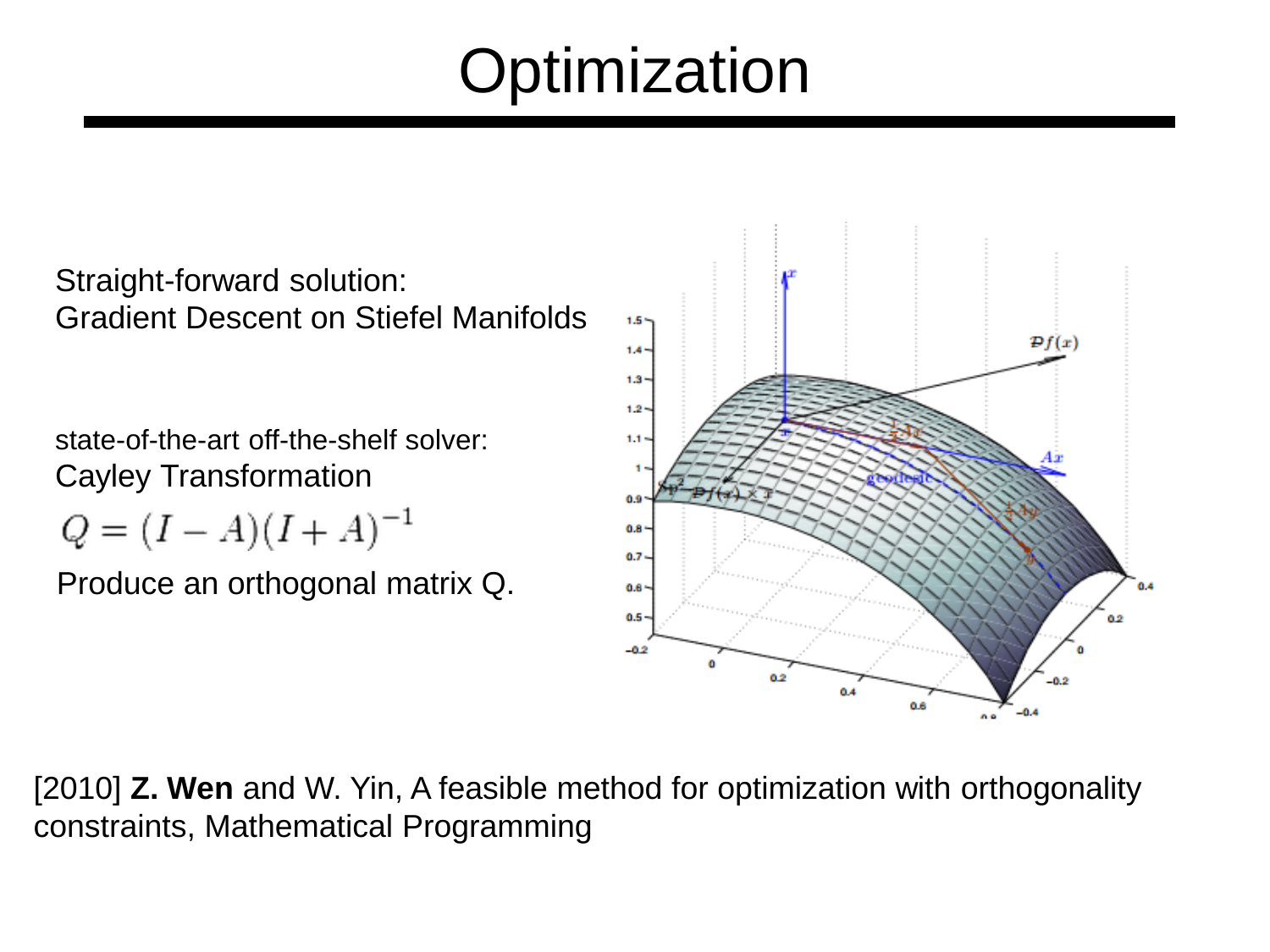# Optimization

Straight-forward solution:
Gradient Descent on Stiefel Manifolds

state-of-the-art off-the-shelf solver:
Cayley Transformation

$$Q = (I - A)(I + A)^{-1}$$

Produce an orthogonal matrix Q.

[2010] **Z. Wen** and W. Yin, A feasible method for optimization with orthogonality constraints, Mathematical Programming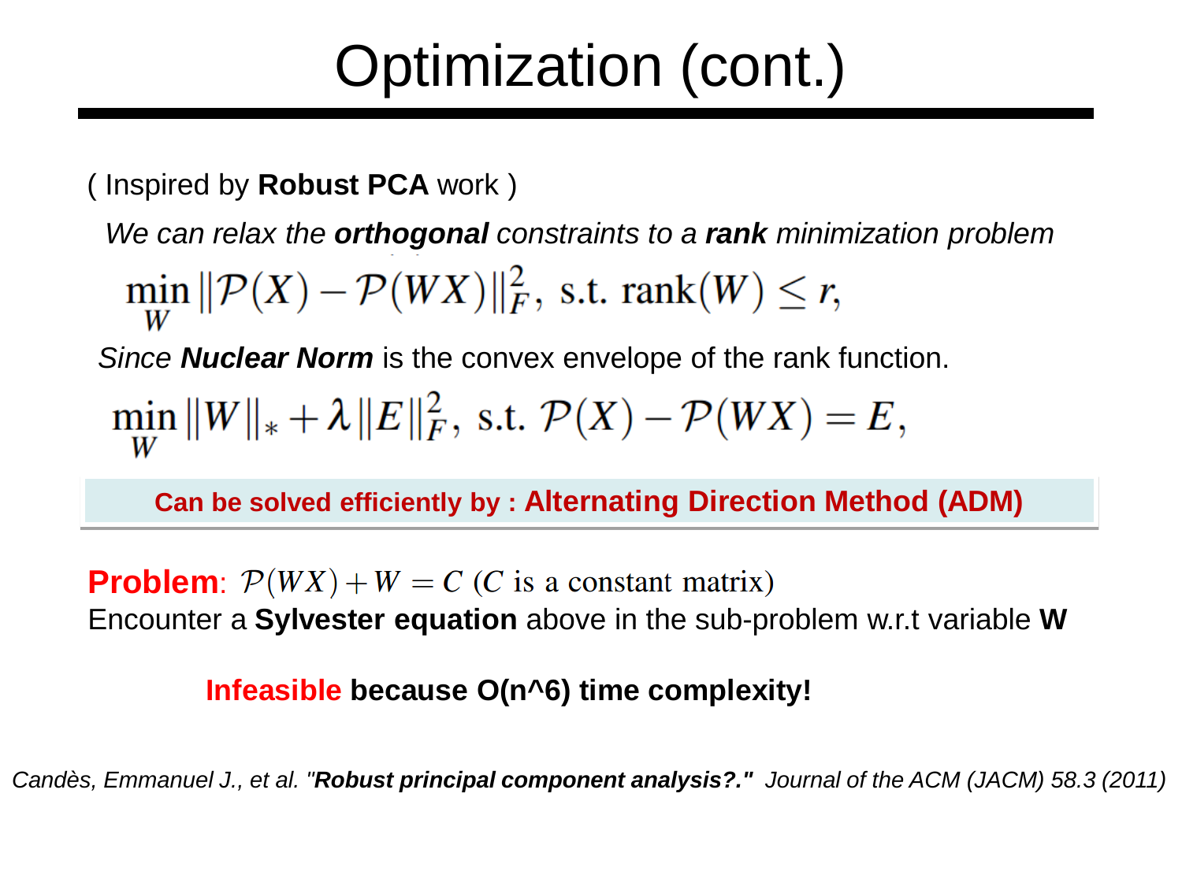# Optimization (cont.)

( Inspired by **Robust PCA** work )

*We can relax the **orthogonal** constraints to a **rank** minimization problem*

$$\min_{W} \|\mathcal{P}(X) - \mathcal{P}(WX)\|_F^2, \text{ s.t. } \operatorname{rank}(W) \leq r,$$

*Since **Nuclear Norm*** is the convex envelope of the rank function.

$$\min_{W} \|W\|_* + \lambda \|E\|_F^2, \text{ s.t. } \mathcal{P}(X) - \mathcal{P}(WX) = E,$$

**Can be solved efficiently by : Alternating Direction Method (ADM)**

**Problem**: $\mathcal{P}(WX) + W = C$ ($C$ is a constant matrix)

Encounter a **Sylvester equation** above in the sub-problem w.r.t variable **W**

**Infeasible because O(n^6) time complexity!**

*Candès, Emmanuel J., et al. "**Robust principal component analysis?."** Journal of the ACM (JACM) 58.3 (2011)*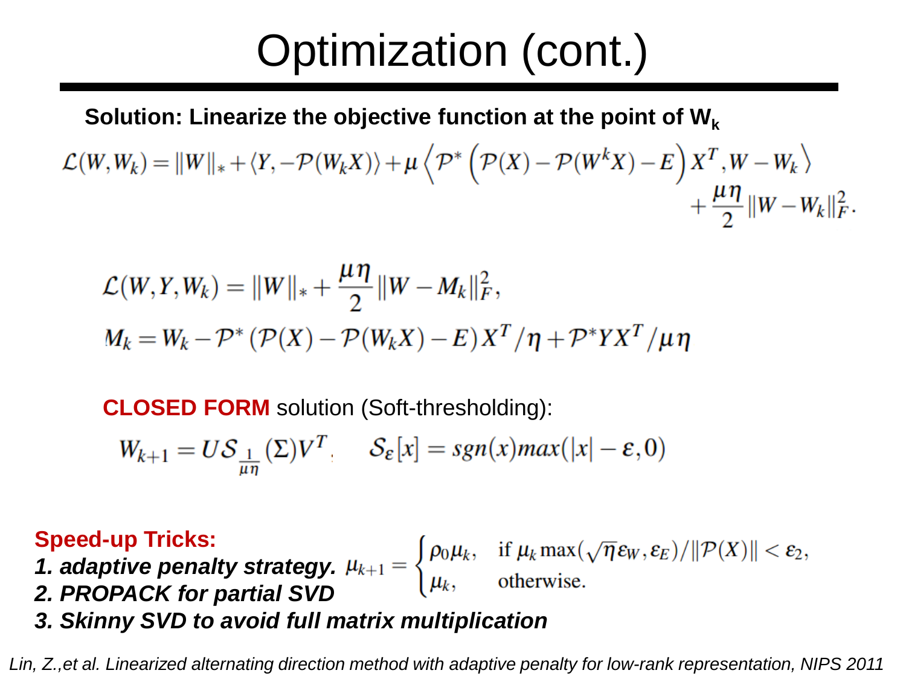# Optimization (cont.)

**Solution: Linearize the objective function at the point of $W_k$**

$$
\mathcal{L}(W,W_k) = \|W\|_* + \langle Y, -\mathcal{P}(W_k X)\rangle + \mu \left\langle \mathcal{P}^* \left( \mathcal{P}(X) - \mathcal{P}(W^k X) - E \right) X^T, W - W_k \right\rangle + \frac{\mu\eta}{2}\|W - W_k\|_F^2.
$$

$$
\mathcal{L}(W,Y,W_k) = \|W\|_* + \frac{\mu\eta}{2}\|W - M_k\|_F^2,
$$

$$
M_k = W_k - \mathcal{P}^*\left(\mathcal{P}(X) - \mathcal{P}(W_k X) - E\right) X^T/\eta + \mathcal{P}^* Y X^T/\mu\eta
$$

**CLOSED FORM** solution (Soft-thresholding):

$$
W_{k+1} = U \mathcal{S}_{\frac{1}{\mu\eta}}(\Sigma) V^T, \qquad \mathcal{S}_\varepsilon[x] = sgn(x) max(|x| - \varepsilon, 0)
$$

**Speed-up Tricks:**

***1. adaptive penalty strategy.***

$$
\mu_{k+1} = \begin{cases} \rho_0 \mu_k, & \text{if } \mu_k \max(\sqrt{\eta}\varepsilon_W, \varepsilon_E)/\|\mathcal{P}(X)\| < \varepsilon_2, \\ \mu_k, & \text{otherwise.} \end{cases}
$$

***2. PROPACK for partial SVD***

***3. Skinny SVD to avoid full matrix multiplication***

*Lin, Z.,et al. Linearized alternating direction method with adaptive penalty for low-rank representation, NIPS 2011*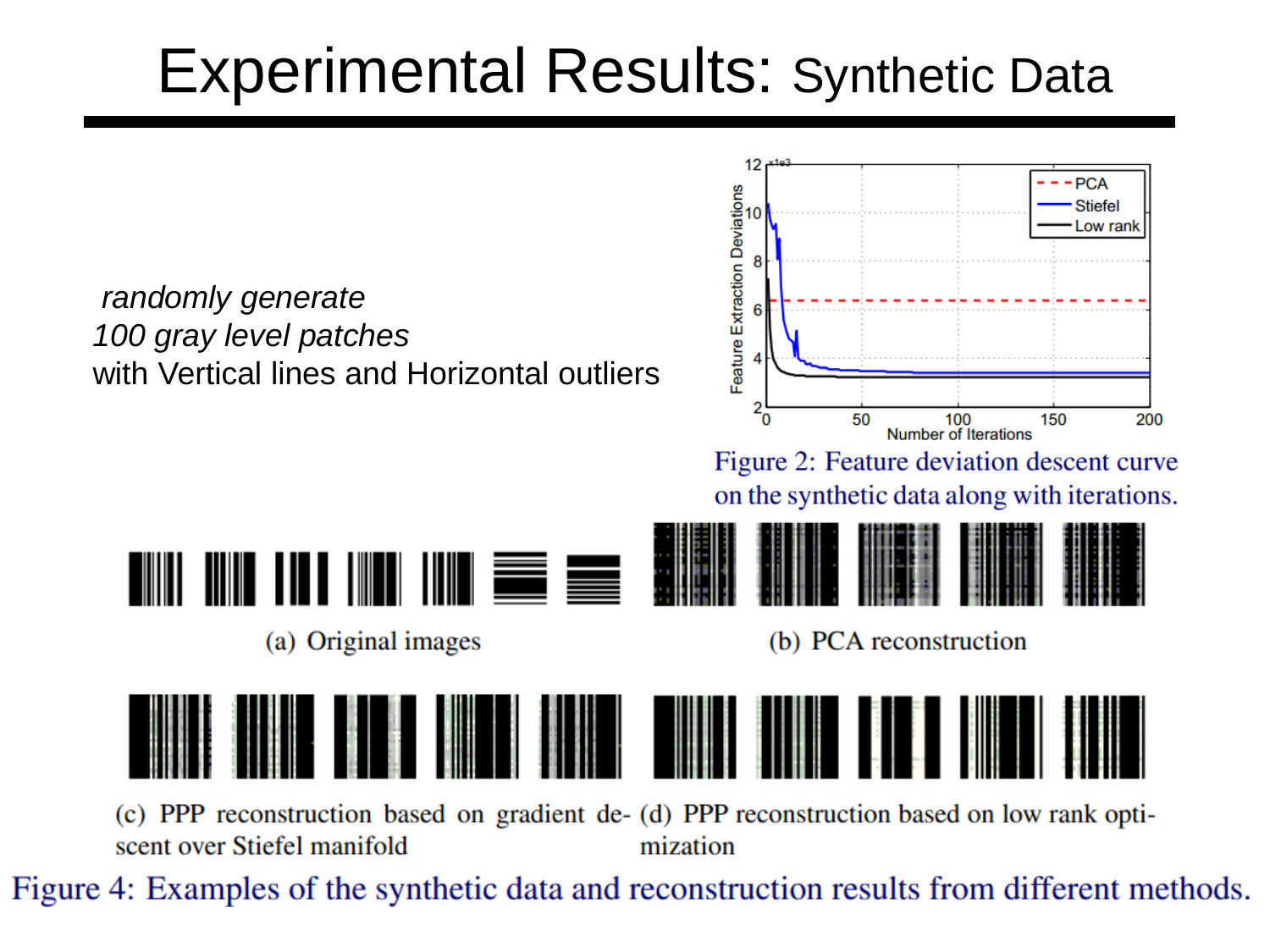# Experimental Results: Synthetic Data

*randomly generate*
*100 gray level patches*
with Vertical lines and Horizontal outliers

Figure 2: Feature deviation descent curve on the synthetic data along with iterations.

(a) Original images

(b) PCA reconstruction

(c) PPP reconstruction based on gradient descent over Stiefel manifold

(d) PPP reconstruction based on low rank optimization

Figure 4: Examples of the synthetic data and reconstruction results from different methods.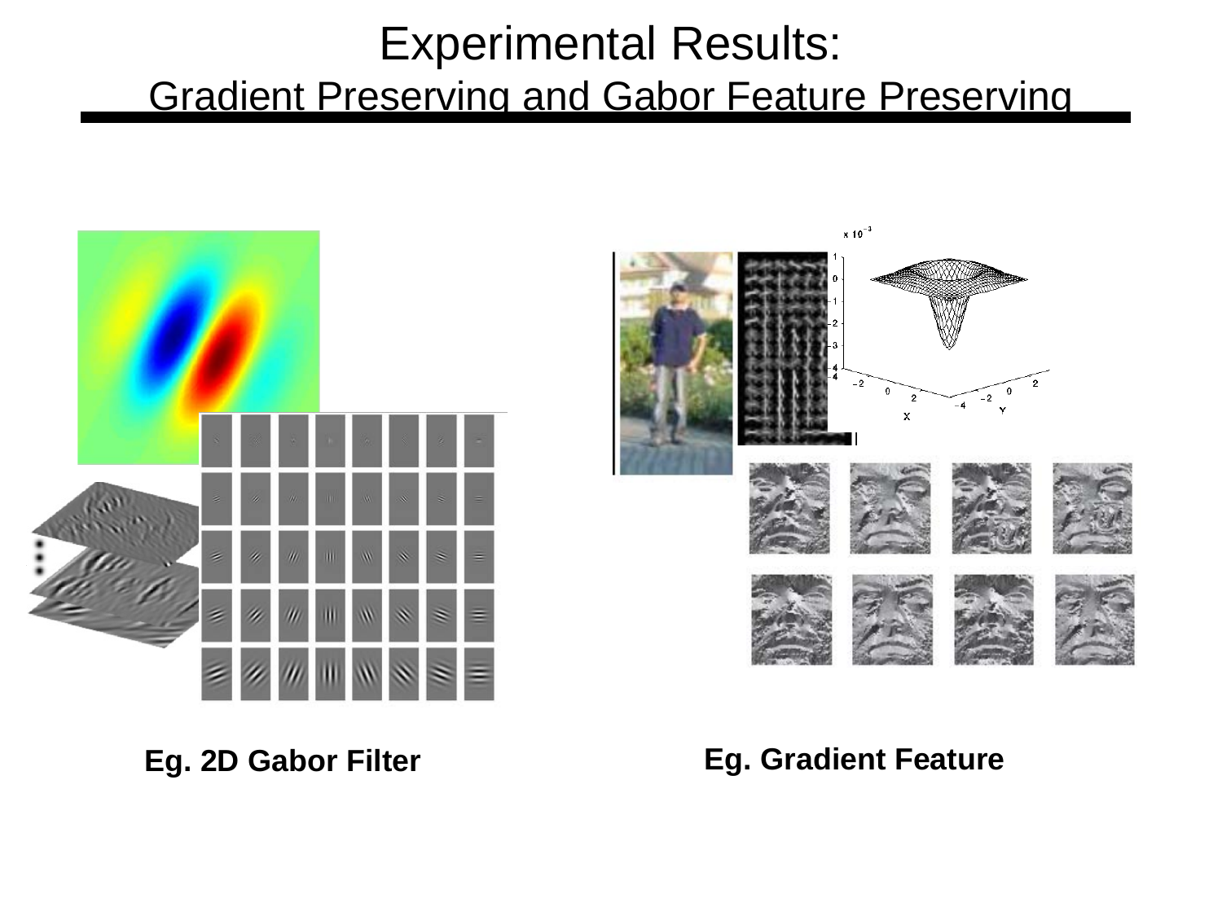# Experimental Results:

## Gradient Preserving and Gabor Feature Preserving

**Eg. 2D Gabor Filter**

**Eg. Gradient Feature**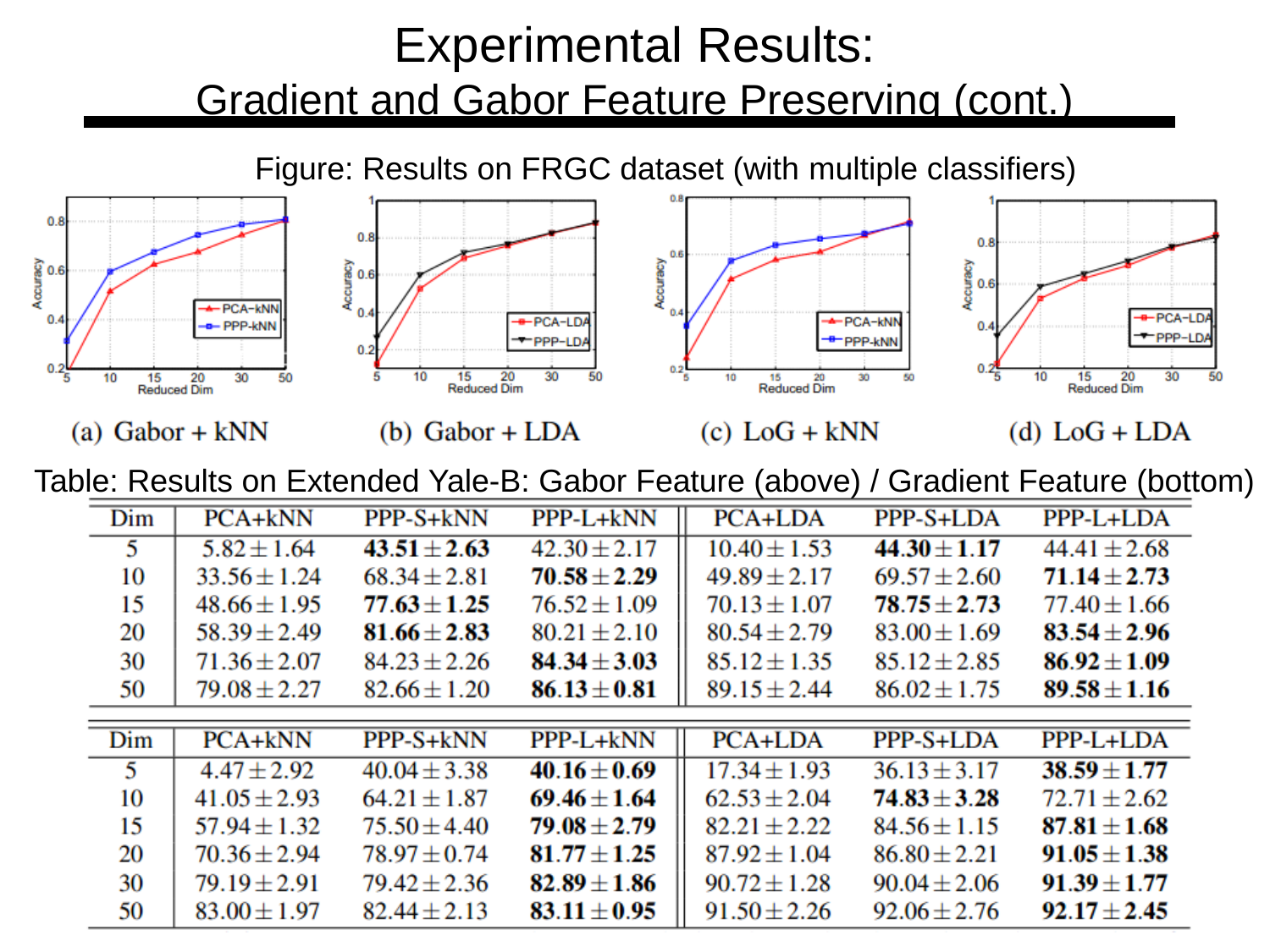# Experimental Results: Gradient and Gabor Feature Preserving (cont.)

Figure: Results on FRGC dataset (with multiple classifiers)

(a) Gabor + kNN

(b) Gabor + LDA

(c) LoG + kNN

(d) LoG + LDA

Table: Results on Extended Yale-B: Gabor Feature (above) / Gradient Feature (bottom)

| Dim | PCA+kNN | PPP-S+kNN | PPP-L+kNN | PCA+LDA | PPP-S+LDA | PPP-L+LDA |
|---|---|---|---|---|---|---|
| 5 | 5.82 ± 1.64 | **43.51 ± 2.63** | 42.30 ± 2.17 | 10.40 ± 1.53 | **44.30 ± 1.17** | 44.41 ± 2.68 |
| 10 | 33.56 ± 1.24 | 68.34 ± 2.81 | **70.58 ± 2.29** | 49.89 ± 2.17 | 69.57 ± 2.60 | **71.14 ± 2.73** |
| 15 | 48.66 ± 1.95 | **77.63 ± 1.25** | 76.52 ± 1.09 | 70.13 ± 1.07 | **78.75 ± 2.73** | 77.40 ± 1.66 |
| 20 | 58.39 ± 2.49 | **81.66 ± 2.83** | 80.21 ± 2.10 | 80.54 ± 2.79 | 83.00 ± 1.69 | **83.54 ± 2.96** |
| 30 | 71.36 ± 2.07 | 84.23 ± 2.26 | **84.34 ± 3.03** | 85.12 ± 1.35 | 85.12 ± 2.85 | **86.92 ± 1.09** |
| 50 | 79.08 ± 2.27 | 82.66 ± 1.20 | **86.13 ± 0.81** | 89.15 ± 2.44 | 86.02 ± 1.75 | **89.58 ± 1.16** |

| Dim | PCA+kNN | PPP-S+kNN | PPP-L+kNN | PCA+LDA | PPP-S+LDA | PPP-L+LDA |
|---|---|---|---|---|---|---|
| 5 | 4.47 ± 2.92 | 40.04 ± 3.38 | **40.16 ± 0.69** | 17.34 ± 1.93 | 36.13 ± 3.17 | **38.59 ± 1.77** |
| 10 | 41.05 ± 2.93 | 64.21 ± 1.87 | **69.46 ± 1.64** | 62.53 ± 2.04 | **74.83 ± 3.28** | 72.71 ± 2.62 |
| 15 | 57.94 ± 1.32 | 75.50 ± 4.40 | **79.08 ± 2.79** | 82.21 ± 2.22 | 84.56 ± 1.15 | **87.81 ± 1.68** |
| 20 | 70.36 ± 2.94 | 78.97 ± 0.74 | **81.77 ± 1.25** | 87.92 ± 1.04 | 86.80 ± 2.21 | **91.05 ± 1.38** |
| 30 | 79.19 ± 2.91 | 79.42 ± 2.36 | **82.89 ± 1.86** | 90.72 ± 1.28 | 90.04 ± 2.06 | **91.39 ± 1.77** |
| 50 | 83.00 ± 1.97 | 82.44 ± 2.13 | **83.11 ± 0.95** | 91.50 ± 2.26 | 92.06 ± 2.76 | **92.17 ± 2.45** |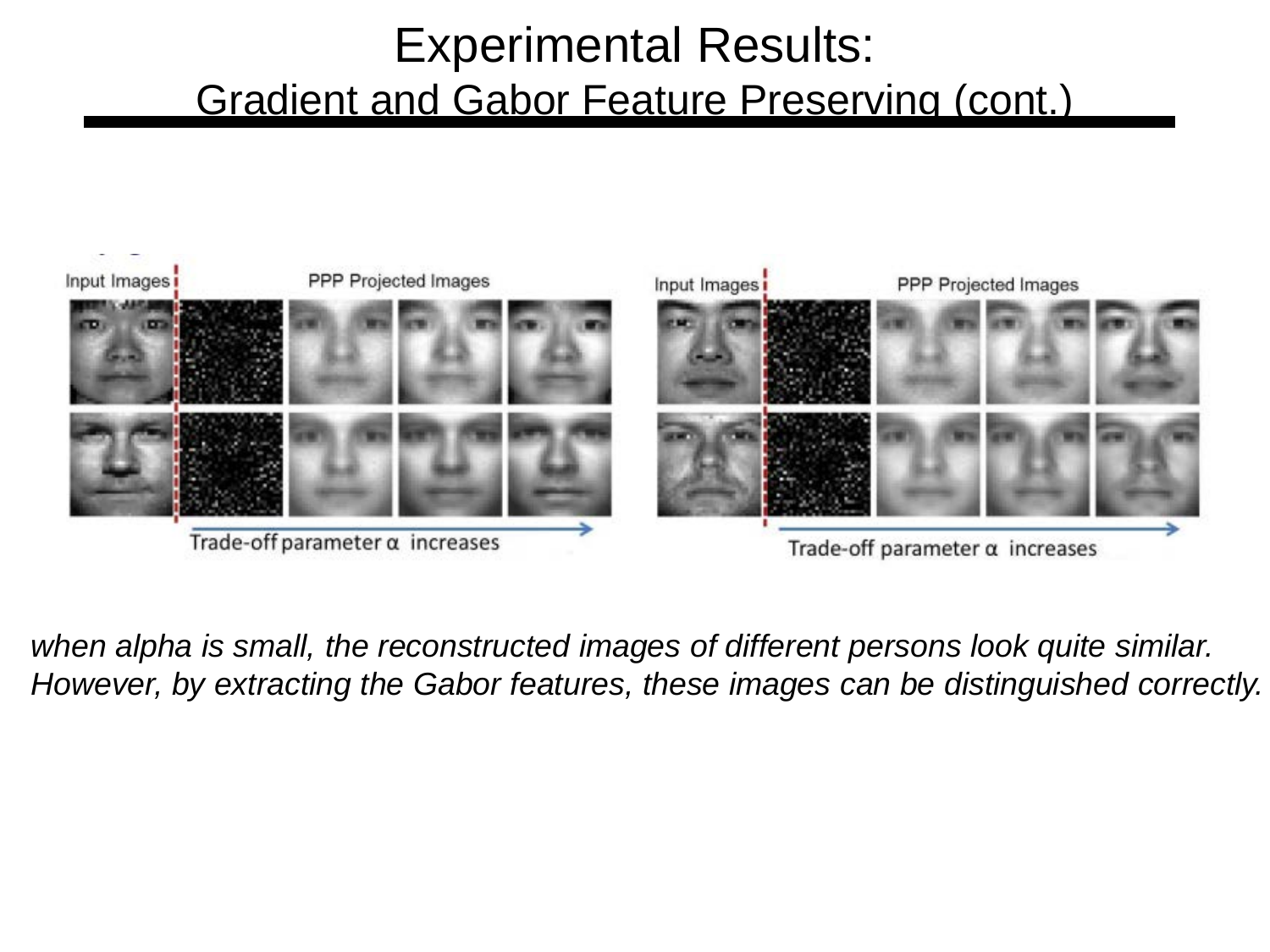# Experimental Results:

## Gradient and Gabor Feature Preserving (cont.)

Input Images | PPP Projected Images

Trade-off parameter α increases

*when alpha is small, the reconstructed images of different persons look quite similar. However, by extracting the Gabor features, these images can be distinguished correctly.*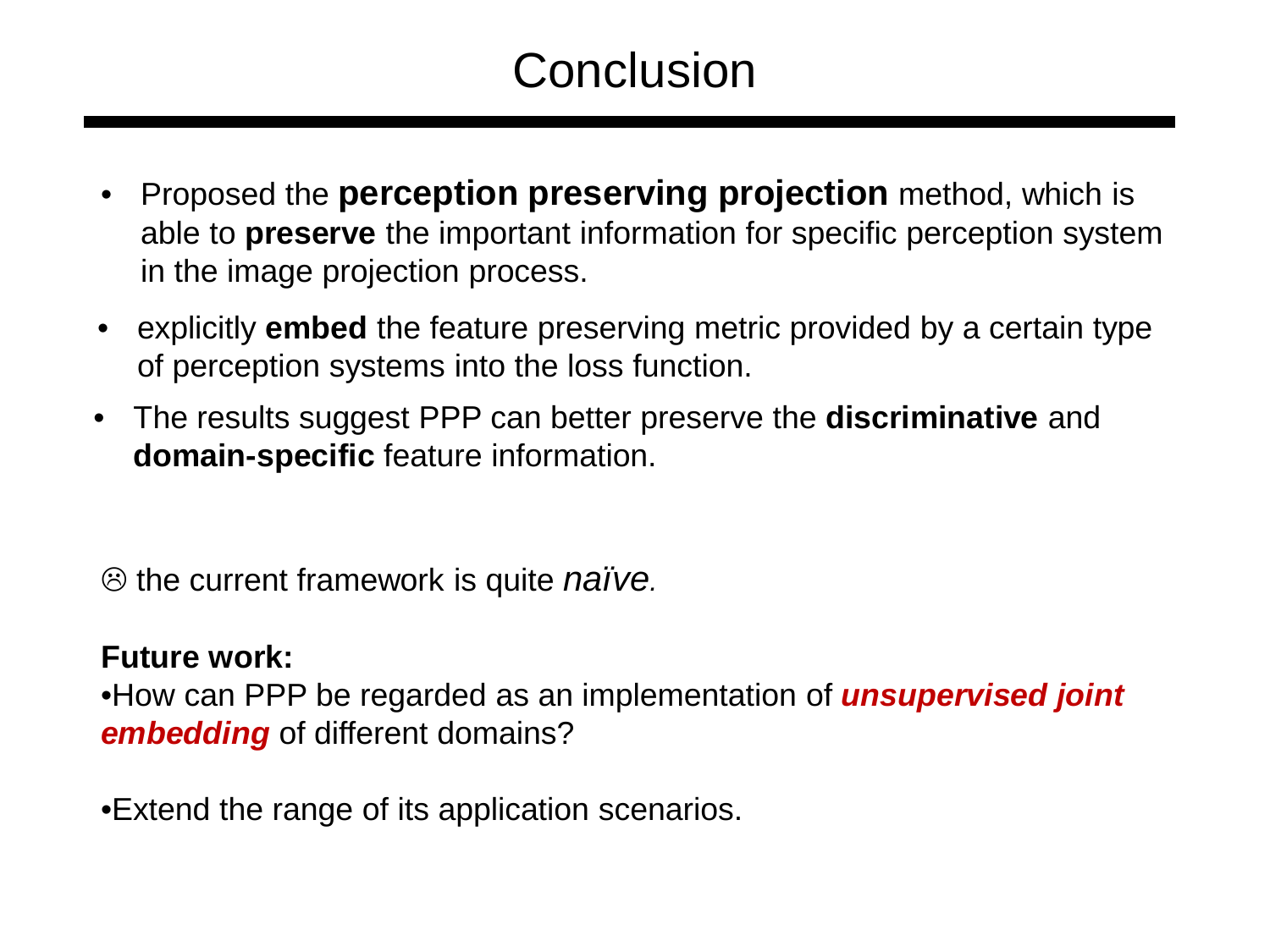# Conclusion

- Proposed the **perception preserving projection** method, which is able to **preserve** the important information for specific perception system in the image projection process.
- explicitly **embed** the feature preserving metric provided by a certain type of perception systems into the loss function.
- The results suggest PPP can better preserve the **discriminative** and **domain-specific** feature information.

☹ the current framework is quite *naïve.*

**Future work:**

•How can PPP be regarded as an implementation of ***unsupervised joint embedding*** of different domains?

•Extend the range of its application scenarios.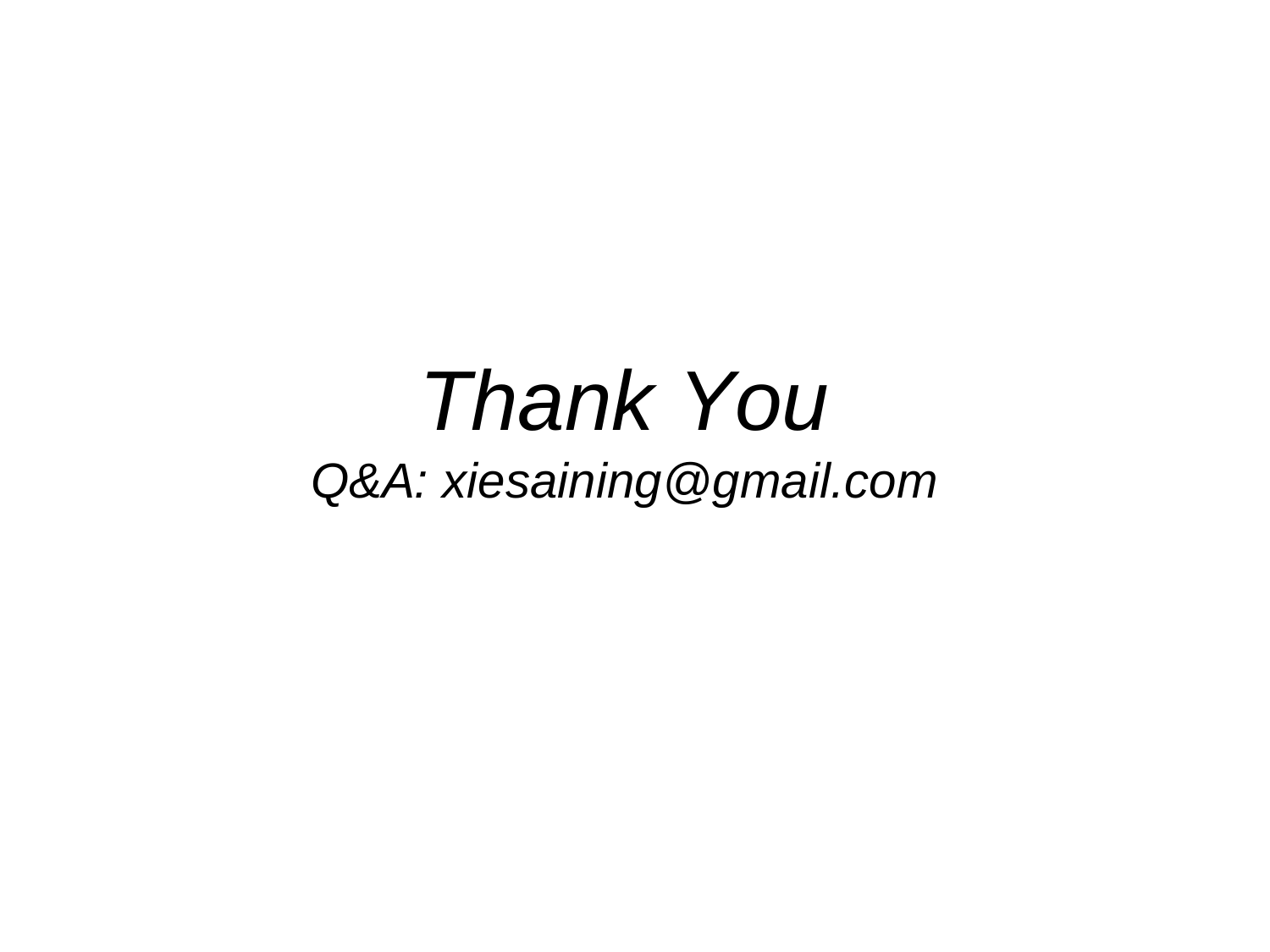# *Thank You*

*Q&A: xiesaining@gmail.com*